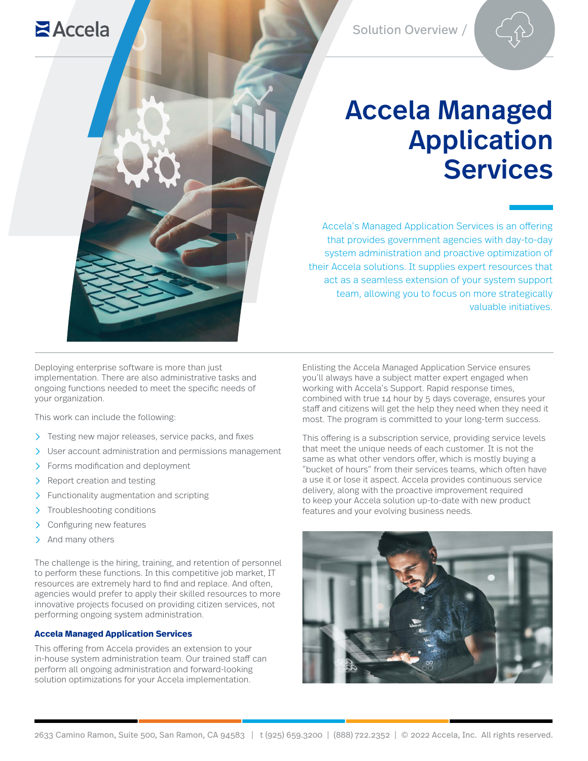Accela

Solution Overview /

# Accela Managed Application Services

Accela's Managed Application Services is an offering that provides government agencies with day-to-day system administration and proactive optimization of their Accela solutions. It supplies expert resources that act as a seamless extension of your system support team, allowing you to focus on more strategically valuable initiatives.

Deploying enterprise software is more than just implementation. There are also administrative tasks and ongoing functions needed to meet the specific needs of your organization.

This work can include the following:

- Testing new major releases, service packs, and fixes
- User account administration and permissions management
- Forms modification and deployment
- Report creation and testing
- Functionality augmentation and scripting
- Troubleshooting conditions
- Configuring new features
- And many others

The challenge is the hiring, training, and retention of personnel to perform these functions. In this competitive job market, IT resources are extremely hard to find and replace. And often, agencies would prefer to apply their skilled resources to more innovative projects focused on providing citizen services, not performing ongoing system administration.

### Accela Managed Application Services

This offering from Accela provides an extension to your in-house system administration team. Our trained staff can perform all ongoing administration and forward-looking solution optimizations for your Accela implementation.

Enlisting the Accela Managed Application Service ensures you'll always have a subject matter expert engaged when working with Accela's Support. Rapid response times, combined with true 14 hour by 5 days coverage, ensures your staff and citizens will get the help they need when they need it most. The program is committed to your long-term success.

This offering is a subscription service, providing service levels that meet the unique needs of each customer. It is not the same as what other vendors offer, which is mostly buying a "bucket of hours" from their services teams, which often have a use it or lose it aspect. Accela provides continuous service delivery, along with the proactive improvement required to keep your Accela solution up-to-date with new product features and your evolving business needs.

2633 Camino Ramon, Suite 500, San Ramon, CA 94583 | t (925) 659.3200 | (888) 722.2352 | © 2022 Accela, Inc. All rights reserved.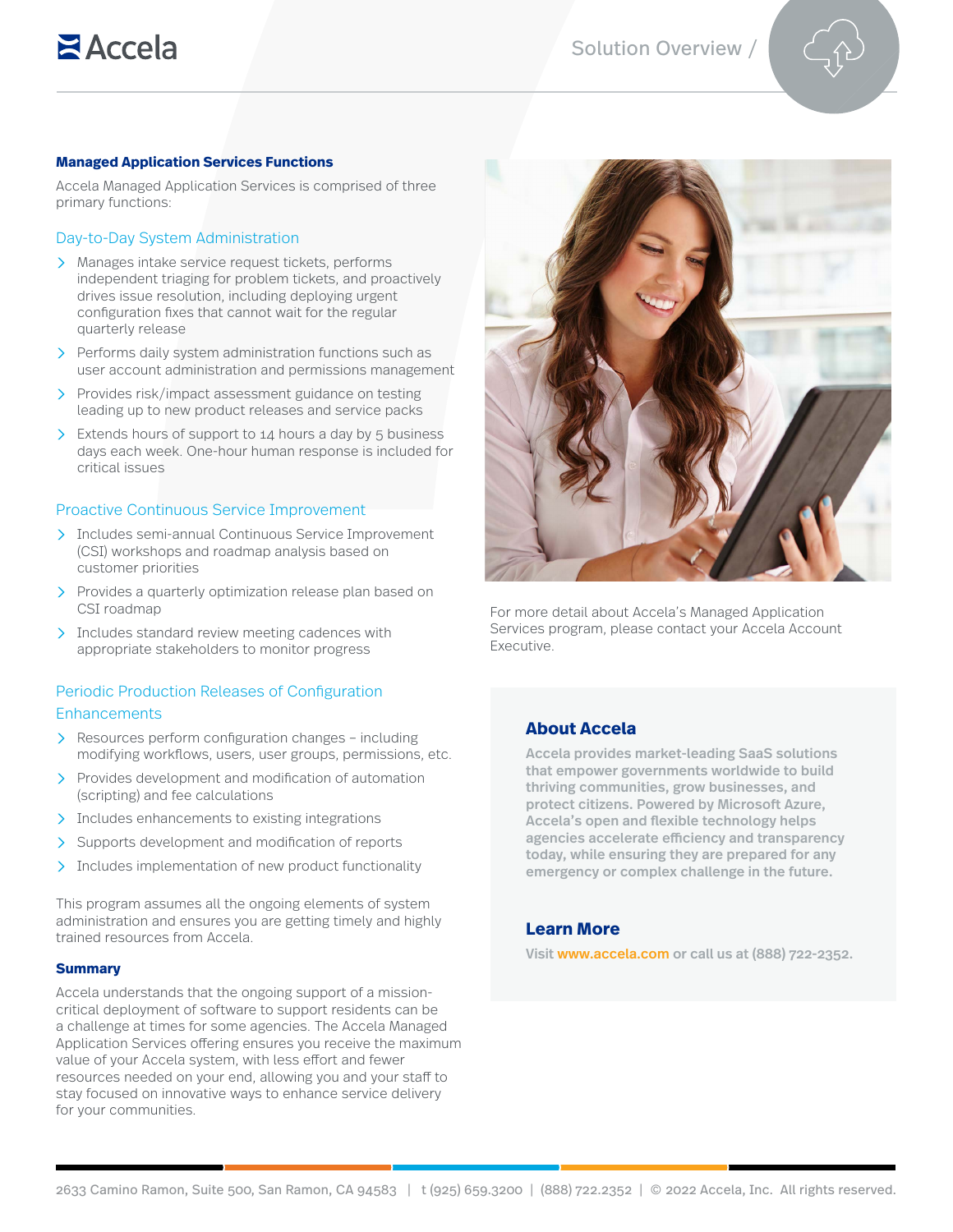## Managed Application Services Functions

Accela Managed Application Services is comprised of three primary functions:

### Day-to-Day System Administration

- Manages intake service request tickets, performs independent triaging for problem tickets, and proactively drives issue resolution, including deploying urgent configuration fixes that cannot wait for the regular quarterly release
- Performs daily system administration functions such as user account administration and permissions management
- Provides risk/impact assessment guidance on testing leading up to new product releases and service packs
- Extends hours of support to 14 hours a day by 5 business days each week. One-hour human response is included for critical issues

### Proactive Continuous Service Improvement

- Includes semi-annual Continuous Service Improvement (CSI) workshops and roadmap analysis based on customer priorities
- Provides a quarterly optimization release plan based on CSI roadmap
- Includes standard review meeting cadences with appropriate stakeholders to monitor progress

### Periodic Production Releases of Configuration Enhancements

- Resources perform configuration changes – including modifying workflows, users, user groups, permissions, etc.
- Provides development and modification of automation (scripting) and fee calculations
- Includes enhancements to existing integrations
- Supports development and modification of reports
- Includes implementation of new product functionality

This program assumes all the ongoing elements of system administration and ensures you are getting timely and highly trained resources from Accela.

## Summary

Accela understands that the ongoing support of a mission-critical deployment of software to support residents can be a challenge at times for some agencies. The Accela Managed Application Services offering ensures you receive the maximum value of your Accela system, with less effort and fewer resources needed on your end, allowing you and your staff to stay focused on innovative ways to enhance service delivery for your communities.

For more detail about Accela's Managed Application Services program, please contact your Accela Account Executive.

## About Accela

**Accela provides market-leading SaaS solutions that empower governments worldwide to build thriving communities, grow businesses, and protect citizens. Powered by Microsoft Azure, Accela's open and flexible technology helps agencies accelerate efficiency and transparency today, while ensuring they are prepared for any emergency or complex challenge in the future.**

## Learn More

**Visit www.accela.com or call us at (888) 722-2352.**

2633 Camino Ramon, Suite 500, San Ramon, CA 94583 | t (925) 659.3200 | (888) 722.2352 | © 2022 Accela, Inc. All rights reserved.